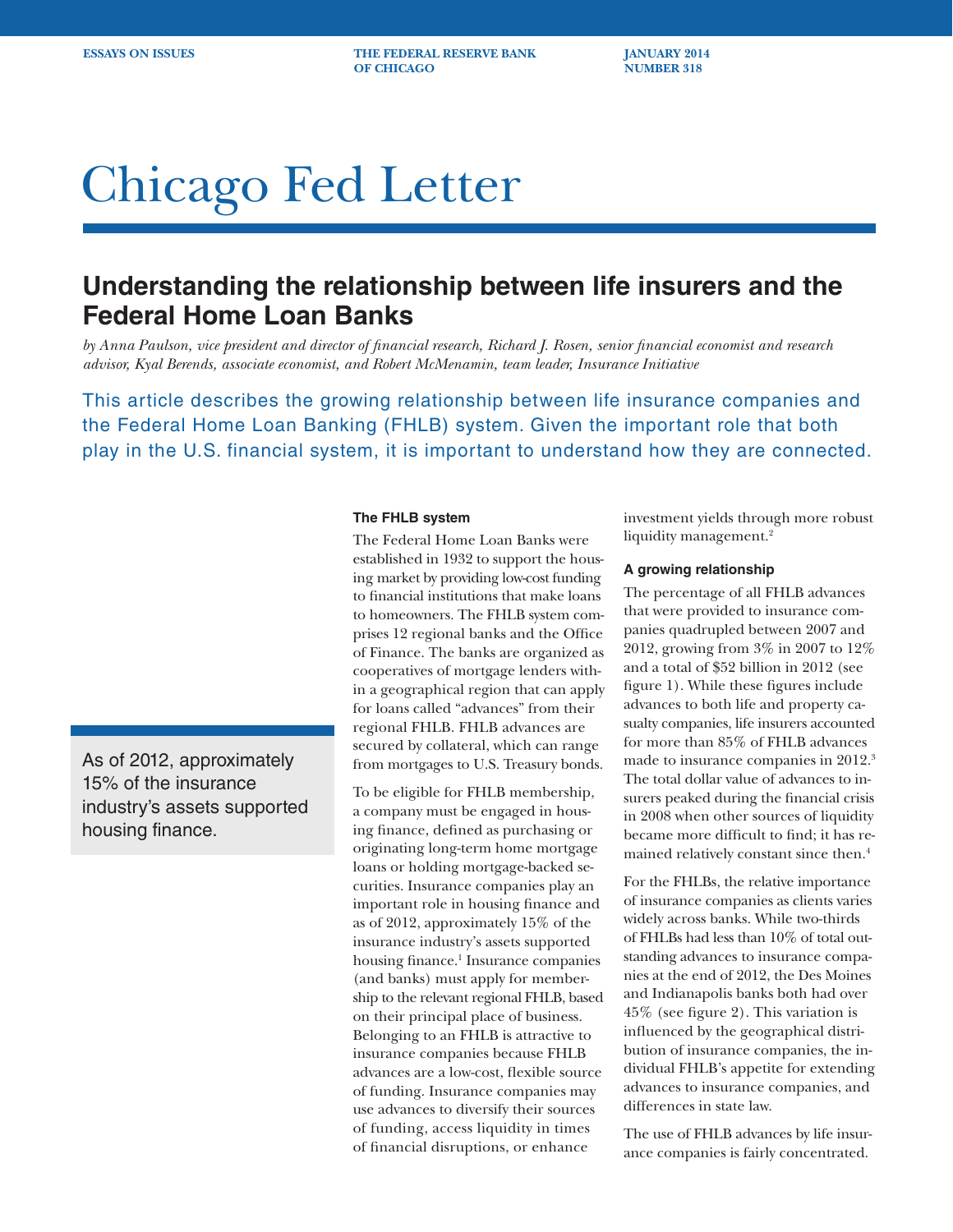ESSAYS ON ISSUES

THE FEDERAL RESERVE BANK OF CHICAGO

JANUARY 2014
NUMBER 318

# Chicago Fed Letter

## Understanding the relationship between life insurers and the Federal Home Loan Banks

*by Anna Paulson, vice president and director of financial research, Richard J. Rosen, senior financial economist and research advisor, Kyal Berends, associate economist, and Robert McMenamin, team leader, Insurance Initiative*

This article describes the growing relationship between life insurance companies and the Federal Home Loan Banking (FHLB) system. Given the important role that both play in the U.S. financial system, it is important to understand how they are connected.

As of 2012, approximately 15% of the insurance industry's assets supported housing finance.

### The FHLB system

The Federal Home Loan Banks were established in 1932 to support the housing market by providing low-cost funding to financial institutions that make loans to homeowners. The FHLB system comprises 12 regional banks and the Office of Finance. The banks are organized as cooperatives of mortgage lenders within a geographical region that can apply for loans called "advances" from their regional FHLB. FHLB advances are secured by collateral, which can range from mortgages to U.S. Treasury bonds.

To be eligible for FHLB membership, a company must be engaged in housing finance, defined as purchasing or originating long-term home mortgage loans or holding mortgage-backed securities. Insurance companies play an important role in housing finance and as of 2012, approximately 15% of the insurance industry's assets supported housing finance.[1] Insurance companies (and banks) must apply for membership to the relevant regional FHLB, based on their principal place of business. Belonging to an FHLB is attractive to insurance companies because FHLB advances are a low-cost, flexible source of funding. Insurance companies may use advances to diversify their sources of funding, access liquidity in times of financial disruptions, or enhance investment yields through more robust liquidity management.[2]

### A growing relationship

The percentage of all FHLB advances that were provided to insurance companies quadrupled between 2007 and 2012, growing from 3% in 2007 to 12% and a total of $52 billion in 2012 (see figure 1). While these figures include advances to both life and property casualty companies, life insurers accounted for more than 85% of FHLB advances made to insurance companies in 2012.[3] The total dollar value of advances to insurers peaked during the financial crisis in 2008 when other sources of liquidity became more difficult to find; it has remained relatively constant since then.[4]

For the FHLBs, the relative importance of insurance companies as clients varies widely across banks. While two-thirds of FHLBs had less than 10% of total outstanding advances to insurance companies at the end of 2012, the Des Moines and Indianapolis banks both had over 45% (see figure 2). This variation is influenced by the geographical distribution of insurance companies, the individual FHLB's appetite for extending advances to insurance companies, and differences in state law.

The use of FHLB advances by life insurance companies is fairly concentrated.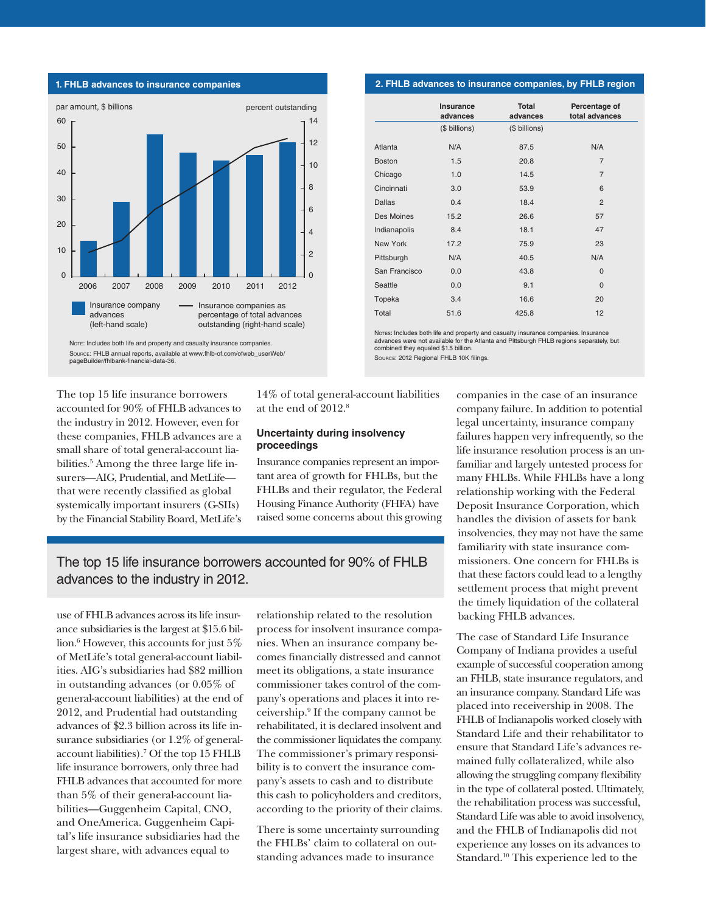**1. FHLB advances to insurance companies**

par amount, $ billions | percent outstanding

| Year | Insurance company advances (left-hand scale) | Insurance companies as percentage of total advances outstanding (right-hand scale) |
|---|---|---|
| 2006 | | |
| 2007 | | |
| 2008 | | |
| 2009 | | |
| 2010 | | |
| 2011 | | |
| 2012 | | |

Note: Includes both life and property and casualty insurance companies.
Source: FHLB annual reports, available at www.fhlb-of.com/ofweb_userWeb/pageBuilder/fhlbank-financial-data-36.

**2. FHLB advances to insurance companies, by FHLB region**

| | Insurance advances ($ billions) | Total advances ($ billions) | Percentage of total advances |
|---|---|---|---|
| Atlanta | N/A | 87.5 | N/A |
| Boston | 1.5 | 20.8 | 7 |
| Chicago | 1.0 | 14.5 | 7 |
| Cincinnati | 3.0 | 53.9 | 6 |
| Dallas | 0.4 | 18.4 | 2 |
| Des Moines | 15.2 | 26.6 | 57 |
| Indianapolis | 8.4 | 18.1 | 47 |
| New York | 17.2 | 75.9 | 23 |
| Pittsburgh | N/A | 40.5 | N/A |
| San Francisco | 0.0 | 43.8 | 0 |
| Seattle | 0.0 | 9.1 | 0 |
| Topeka | 3.4 | 16.6 | 20 |
| Total | 51.6 | 425.8 | 12 |

Notes: Includes both life and property and casualty insurance companies. Insurance advances were not available for the Atlanta and Pittsburgh FHLB regions separately, but combined they equaled $1.5 billion.
Source: 2012 Regional FHLB 10K filings.

The top 15 life insurance borrowers accounted for 90% of FHLB advances to the industry in 2012. However, even for these companies, FHLB advances are a small share of total general-account liabilities.[5] Among the three large life insurers—AIG, Prudential, and MetLife—that were recently classified as global systemically important insurers (G-SIIs) by the Financial Stability Board, MetLife's use of FHLB advances across its life insurance subsidiaries is the largest at $15.6 billion.[6] However, this accounts for just 5% of MetLife's total general-account liabilities. AIG's subsidiaries had $82 million in outstanding advances (or 0.05% of general-account liabilities) at the end of 2012, and Prudential had outstanding advances of $2.3 billion across its life insurance subsidiaries (or 1.2% of general-account liabilities).[7] Of the top 15 FHLB life insurance borrowers, only three had FHLB advances that accounted for more than 5% of their general-account liabilities—Guggenheim Capital, CNO, and OneAmerica. Guggenheim Capital's life insurance subsidiaries had the largest share, with advances equal to 14% of total general-account liabilities at the end of 2012.[8]

> The top 15 life insurance borrowers accounted for 90% of FHLB advances to the industry in 2012.

### Uncertainty during insolvency proceedings

Insurance companies represent an important area of growth for FHLBs, but the FHLBs and their regulator, the Federal Housing Finance Authority (FHFA) have raised some concerns about this growing relationship related to the resolution process for insolvent insurance companies. When an insurance company becomes financially distressed and cannot meet its obligations, a state insurance commissioner takes control of the company's operations and places it into receivership.[9] If the company cannot be rehabilitated, it is declared insolvent and the commissioner liquidates the company. The commissioner's primary responsibility is to convert the insurance company's assets to cash and to distribute this cash to policyholders and creditors, according to the priority of their claims.

There is some uncertainty surrounding the FHLBs' claim to collateral on outstanding advances made to insurance companies in the case of an insurance company failure. In addition to potential legal uncertainty, insurance company failures happen very infrequently, so the life insurance resolution process is an unfamiliar and largely untested process for many FHLBs. While FHLBs have a long relationship working with the Federal Deposit Insurance Corporation, which handles the division of assets for bank insolvencies, they may not have the same familiarity with state insurance commissioners. One concern for FHLBs is that these factors could lead to a lengthy settlement process that might prevent the timely liquidation of the collateral backing FHLB advances.

The case of Standard Life Insurance Company of Indiana provides a useful example of successful cooperation among an FHLB, state insurance regulators, and an insurance company. Standard Life was placed into receivership in 2008. The FHLB of Indianapolis worked closely with Standard Life and their rehabilitator to ensure that Standard Life's advances remained fully collateralized, while also allowing the struggling company flexibility in the type of collateral posted. Ultimately, the rehabilitation process was successful, Standard Life was able to avoid insolvency, and the FHLB of Indianapolis did not experience any losses on its advances to Standard.[10] This experience led to the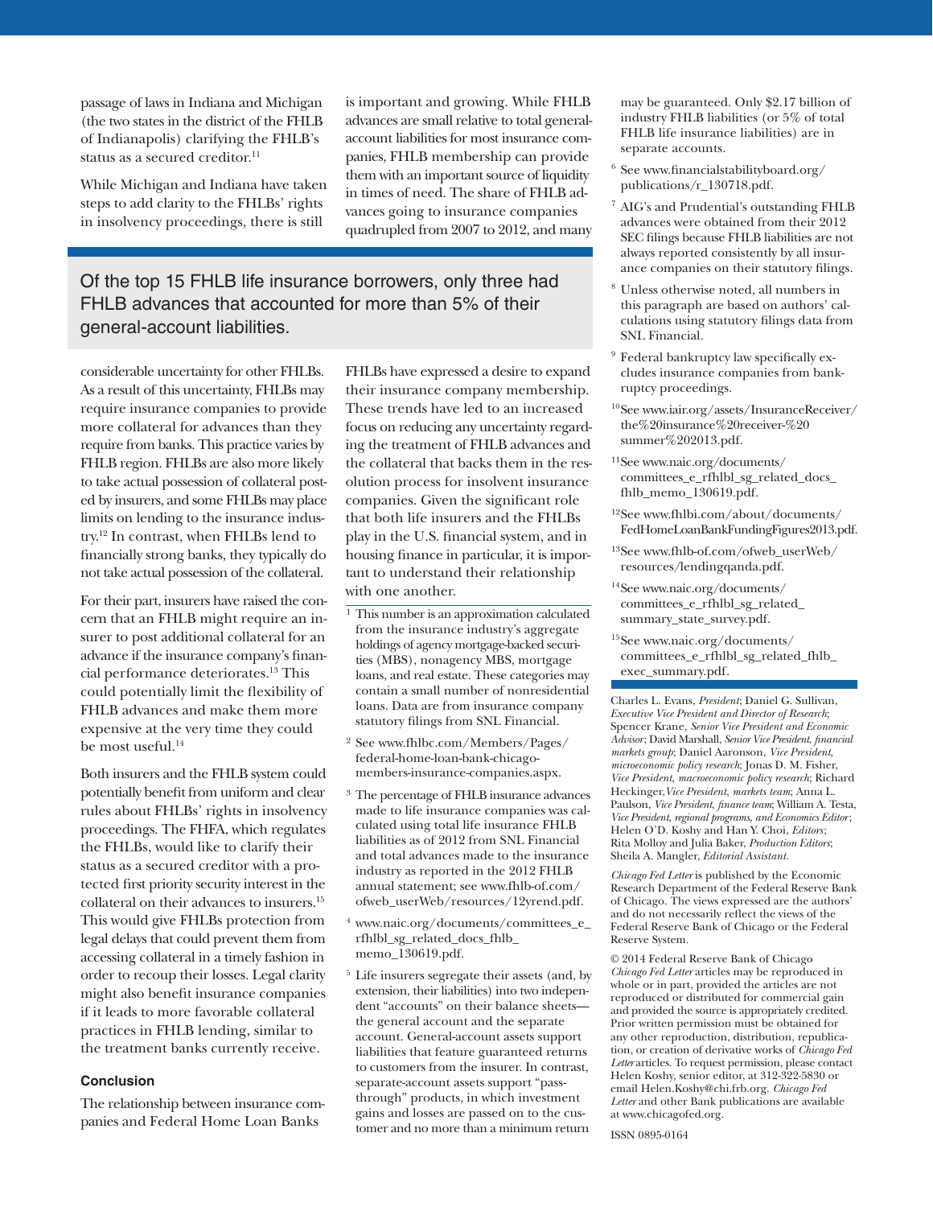passage of laws in Indiana and Michigan (the two states in the district of the FHLB of Indianapolis) clarifying the FHLB's status as a secured creditor.[11]

While Michigan and Indiana have taken steps to add clarity to the FHLBs' rights in insolvency proceedings, there is still considerable uncertainty for other FHLBs. As a result of this uncertainty, FHLBs may require insurance companies to provide more collateral for advances than they require from banks. This practice varies by FHLB region. FHLBs are also more likely to take actual possession of collateral posted by insurers, and some FHLBs may place limits on lending to the insurance industry.[12] In contrast, when FHLBs lend to financially strong banks, they typically do not take actual possession of the collateral.

For their part, insurers have raised the concern that an FHLB might require an insurer to post additional collateral for an advance if the insurance company's financial performance deteriorates.[13] This could potentially limit the flexibility of FHLB advances and make them more expensive at the very time they could be most useful.[14]

Both insurers and the FHLB system could potentially benefit from uniform and clear rules about FHLBs' rights in insolvency proceedings. The FHFA, which regulates the FHLBs, would like to clarify their status as a secured creditor with a protected first priority security interest in the collateral on their advances to insurers.[15] This would give FHLBs protection from legal delays that could prevent them from accessing collateral in a timely fashion in order to recoup their losses. Legal clarity might also benefit insurance companies if it leads to more favorable collateral practices in FHLB lending, similar to the treatment banks currently receive.

## Conclusion

The relationship between insurance companies and Federal Home Loan Banks is important and growing. While FHLB advances are small relative to total general-account liabilities for most insurance companies, FHLB membership can provide them with an important source of liquidity in times of need. The share of FHLB advances going to insurance companies quadrupled from 2007 to 2012, and many FHLBs have expressed a desire to expand their insurance company membership. These trends have led to an increased focus on reducing any uncertainty regarding the treatment of FHLB advances and the collateral that backs them in the resolution process for insolvent insurance companies. Given the significant role that both life insurers and the FHLBs play in the U.S. financial system, and in housing finance in particular, it is important to understand their relationship with one another.

> Of the top 15 FHLB life insurance borrowers, only three had FHLB advances that accounted for more than 5% of their general-account liabilities.

---

[1] This number is an approximation calculated from the insurance industry's aggregate holdings of agency mortgage-backed securities (MBS), nonagency MBS, mortgage loans, and real estate. These categories may contain a small number of nonresidential loans. Data are from insurance company statutory filings from SNL Financial.

[2] See www.fhlbc.com/Members/Pages/federal-home-loan-bank-chicago-members-insurance-companies.aspx.

[3] The percentage of FHLB insurance advances made to life insurance companies was calculated using total life insurance FHLB liabilities as of 2012 from SNL Financial and total advances made to the insurance industry as reported in the 2012 FHLB annual statement; see www.fhlb-of.com/ofweb_userWeb/resources/12yrend.pdf.

[4] www.naic.org/documents/committees_e_rfhlbl_sg_related_docs_fhlb_memo_130619.pdf.

[5] Life insurers segregate their assets (and, by extension, their liabilities) into two independent "accounts" on their balance sheets—the general account and the separate account. General-account assets support liabilities that feature guaranteed returns to customers from the insurer. In contrast, separate-account assets support "pass-through" products, in which investment gains and losses are passed on to the customer and no more than a minimum return may be guaranteed. Only $2.17 billion of industry FHLB liabilities (or 5% of total FHLB life insurance liabilities) are in separate accounts.

[6] See www.financialstabilityboard.org/publications/r_130718.pdf.

[7] AIG's and Prudential's outstanding FHLB advances were obtained from their 2012 SEC filings because FHLB liabilities are not always reported consistently by all insurance companies on their statutory filings.

[8] Unless otherwise noted, all numbers in this paragraph are based on authors' calculations using statutory filings data from SNL Financial.

[9] Federal bankruptcy law specifically excludes insurance companies from bankruptcy proceedings.

[10] See www.iair.org/assets/InsuranceReceiver/the%20insurance%20receiver-%20summer%202013.pdf.

[11] See www.naic.org/documents/committees_e_rfhlbl_sg_related_docs_fhlb_memo_130619.pdf.

[12] See www.fhlbi.com/about/documents/FedHomeLoanBankFundingFigures2013.pdf.

[13] See www.fhlb-of.com/ofweb_userWeb/resources/lendingqanda.pdf.

[14] See www.naic.org/documents/committees_e_rfhlbl_sg_related_summary_state_survey.pdf.

[15] See www.naic.org/documents/committees_e_rfhlbl_sg_related_fhlb_exec_summary.pdf.

---

Charles L. Evans, *President*; Daniel G. Sullivan, *Executive Vice President and Director of Research*; Spencer Krane, *Senior Vice President and Economic Advisor*; David Marshall, *Senior Vice President, financial markets group*; Daniel Aaronson, *Vice President, microeconomic policy research*; Jonas D. M. Fisher, *Vice President, macroeconomic policy research*; Richard Heckinger, *Vice President, markets team*; Anna L. Paulson, *Vice President, finance team*; William A. Testa, *Vice President, regional programs, and Economics Editor*; Helen O'D. Koshy and Han Y. Choi, *Editors*; Rita Molloy and Julia Baker, *Production Editors*; Sheila A. Mangler, *Editorial Assistant.*

*Chicago Fed Letter* is published by the Economic Research Department of the Federal Reserve Bank of Chicago. The views expressed are the authors' and do not necessarily reflect the views of the Federal Reserve Bank of Chicago or the Federal Reserve System.

© 2014 Federal Reserve Bank of Chicago
*Chicago Fed Letter* articles may be reproduced in whole or in part, provided the articles are not reproduced or distributed for commercial gain and provided the source is appropriately credited. Prior written permission must be obtained for any other reproduction, distribution, republication, or creation of derivative works of *Chicago Fed Letter* articles. To request permission, please contact Helen Koshy, senior editor, at 312-322-5830 or email Helen.Koshy@chi.frb.org. *Chicago Fed Letter* and other Bank publications are available at www.chicagofed.org.

ISSN 0895-0164